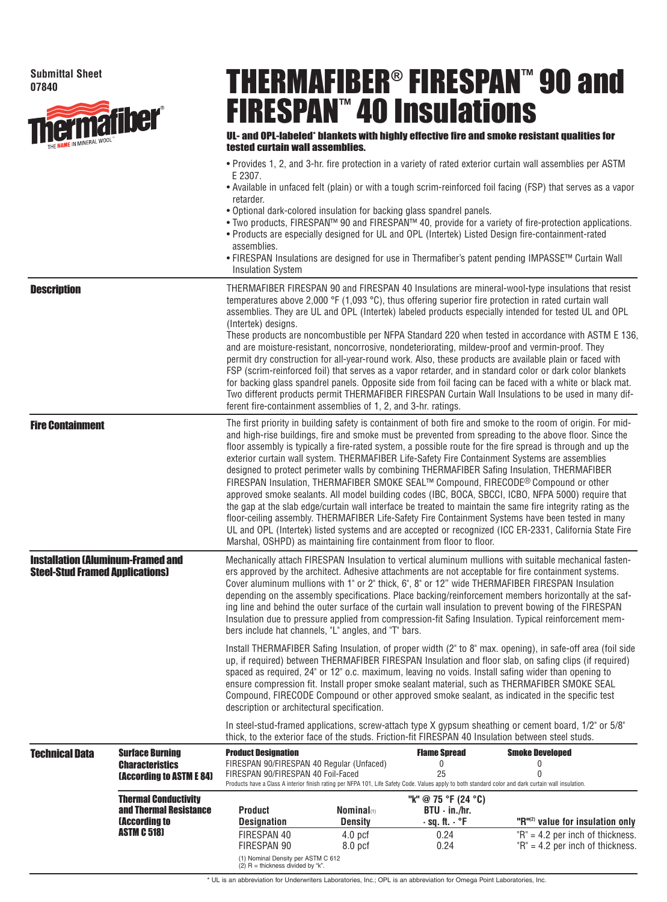Submittal Sheet
07840

Thermafiber®
THE NAME IN MINERAL WOOL™

# THERMAFIBER® FIRESPAN™ 90 and FIRESPAN™ 40 Insulations

**UL- and OPL-labeled* blankets with highly effective fire and smoke resistant qualities for tested curtain wall assemblies.**

- Provides 1, 2, and 3-hr. fire protection in a variety of rated exterior curtain wall assemblies per ASTM E 2307.
- Available in unfaced felt (plain) or with a tough scrim-reinforced foil facing (FSP) that serves as a vapor retarder.
- Optional dark-colored insulation for backing glass spandrel panels.
- Two products, FIRESPAN™ 90 and FIRESPAN™ 40, provide for a variety of fire-protection applications.
- Products are especially designed for UL and OPL (Intertek) Listed Design fire-containment-rated assemblies.
- FIRESPAN Insulations are designed for use in Thermafiber's patent pending IMPASSE™ Curtain Wall Insulation System

## Description

THERMAFIBER FIRESPAN 90 and FIRESPAN 40 Insulations are mineral-wool-type insulations that resist temperatures above 2,000 °F (1,093 °C), thus offering superior fire protection in rated curtain wall assemblies. They are UL and OPL (Intertek) labeled products especially intended for tested UL and OPL (Intertek) designs.

These products are noncombustible per NFPA Standard 220 when tested in accordance with ASTM E 136, and are moisture-resistant, noncorrosive, nondeteriorating, mildew-proof and vermin-proof. They permit dry construction for all-year-round work. Also, these products are available plain or faced with FSP (scrim-reinforced foil) that serves as a vapor retarder, and in standard color or dark color blankets for backing glass spandrel panels. Opposite side from foil facing can be faced with a white or black mat. Two different products permit THERMAFIBER FIRESPAN Curtain Wall Insulations to be used in many different fire-containment assemblies of 1, 2, and 3-hr. ratings.

## Fire Containment

The first priority in building safety is containment of both fire and smoke to the room of origin. For mid- and high-rise buildings, fire and smoke must be prevented from spreading to the above floor. Since the floor assembly is typically a fire-rated system, a possible route for the fire spread is through and up the exterior curtain wall system. THERMAFIBER Life-Safety Fire Containment Systems are assemblies designed to protect perimeter walls by combining THERMAFIBER Safing Insulation, THERMAFIBER FIRESPAN Insulation, THERMAFIBER SMOKE SEAL™ Compound, FIRECODE® Compound or other approved smoke sealants. All model building codes (IBC, BOCA, SBCCI, ICBO, NFPA 5000) require that the gap at the slab edge/curtain wall interface be treated to maintain the same fire integrity rating as the floor-ceiling assembly. THERMAFIBER Life-Safety Fire Containment Systems have been tested in many UL and OPL (Intertek) listed systems and are accepted or recognized (ICC ER-2331, California State Fire Marshal, OSHPD) as maintaining fire containment from floor to floor.

## Installation (Aluminum-Framed and Steel-Stud Framed Applications)

Mechanically attach FIRESPAN Insulation to vertical aluminum mullions with suitable mechanical fasteners approved by the architect. Adhesive attachments are not acceptable for fire containment systems. Cover aluminum mullions with 1" or 2" thick, 6", 8" or 12" wide THERMAFIBER FIRESPAN Insulation depending on the assembly specifications. Place backing/reinforcement members horizontally at the safing line and behind the outer surface of the curtain wall insulation to prevent bowing of the FIRESPAN Insulation due to pressure applied from compression-fit Safing Insulation. Typical reinforcement members include hat channels, "L" angles, and "T" bars.

Install THERMAFIBER Safing Insulation, of proper width (2" to 8" max. opening), in safe-off area (foil side up, if required) between THERMAFIBER FIRESPAN Insulation and floor slab, on safing clips (if required) spaced as required, 24" or 12" o.c. maximum, leaving no voids. Install safing wider than opening to ensure compression fit. Install proper smoke sealant material, such as THERMAFIBER SMOKE SEAL Compound, FIRECODE Compound or other approved smoke sealant, as indicated in the specific test description or architectural specification.

In steel-stud-framed applications, screw-attach type X gypsum sheathing or cement board, 1/2" or 5/8" thick, to the exterior face of the studs. Friction-fit FIRESPAN 40 Insulation between steel studs.

## Technical Data

### Surface Burning Characteristics (According to ASTM E 84)

| Product Designation | Flame Spread | Smoke Developed |
|---|---|---|
| FIRESPAN 90/FIRESPAN 40 Regular (Unfaced) | 0 | 0 |
| FIRESPAN 90/FIRESPAN 40 Foil-Faced | 25 | 0 |

Products have a Class A interior finish rating per NFPA 101, Life Safety Code. Values apply to both standard color and dark curtain wall insulation.

### Thermal Conductivity and Thermal Resistance (According to ASTM C 518)

| Product Designation | Nominal[1] Density | "k" @ 75 °F (24 °C) BTU · in./hr. · sq. ft. · °F | "R"[2] value for insulation only |
|---|---|---|---|
| FIRESPAN 40 | 4.0 pcf | 0.24 | "R" = 4.2 per inch of thickness. |
| FIRESPAN 90 | 8.0 pcf | 0.24 | "R" = 4.2 per inch of thickness. |

(1) Nominal Density per ASTM C 612
(2) R = thickness divided by "k".

\* UL is an abbreviation for Underwriters Laboratories, Inc.; OPL is an abbreviation for Omega Point Laboratories, Inc.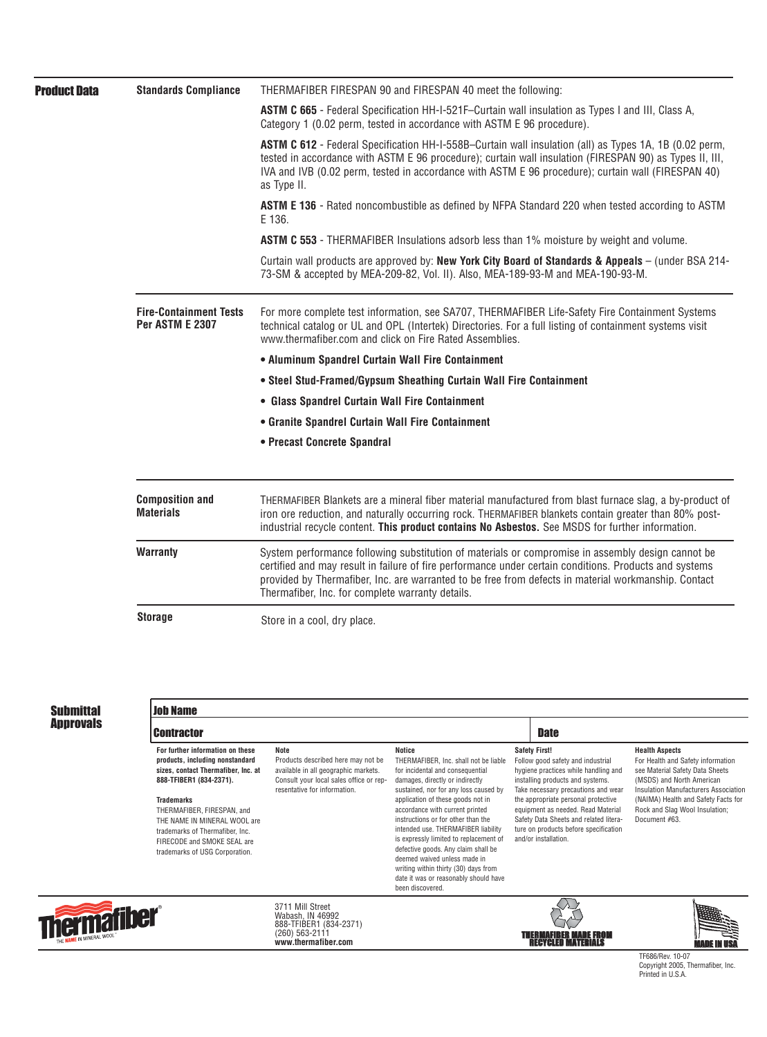## Product Data

### Standards Compliance

THERMAFIBER FIRESPAN 90 and FIRESPAN 40 meet the following:

**ASTM C 665** - Federal Specification HH-I-521F–Curtain wall insulation as Types I and III, Class A, Category 1 (0.02 perm, tested in accordance with ASTM E 96 procedure).

**ASTM C 612** - Federal Specification HH-I-558B–Curtain wall insulation (all) as Types 1A, 1B (0.02 perm, tested in accordance with ASTM E 96 procedure); curtain wall insulation (FIRESPAN 90) as Types II, III, IVA and IVB (0.02 perm, tested in accordance with ASTM E 96 procedure); curtain wall (FIRESPAN 40) as Type II.

**ASTM E 136** - Rated noncombustible as defined by NFPA Standard 220 when tested according to ASTM E 136.

**ASTM C 553** - THERMAFIBER Insulations adsorb less than 1% moisture by weight and volume.

Curtain wall products are approved by: **New York City Board of Standards & Appeals** – (under BSA 214-73-SM & accepted by MEA-209-82, Vol. II). Also, MEA-189-93-M and MEA-190-93-M.

### Fire-Containment Tests Per ASTM E 2307

For more complete test information, see SA707, THERMAFIBER Life-Safety Fire Containment Systems technical catalog or UL and OPL (Intertek) Directories. For a full listing of containment systems visit www.thermafiber.com and click on Fire Rated Assemblies.

- **Aluminum Spandrel Curtain Wall Fire Containment**
- **Steel Stud-Framed/Gypsum Sheathing Curtain Wall Fire Containment**
- **Glass Spandrel Curtain Wall Fire Containment**
- **Granite Spandrel Curtain Wall Fire Containment**
- **Precast Concrete Spandral**

### Composition and Materials

THERMAFIBER Blankets are a mineral fiber material manufactured from blast furnace slag, a by-product of iron ore reduction, and naturally occurring rock. THERMAFIBER blankets contain greater than 80% post-industrial recycle content. **This product contains No Asbestos.** See MSDS for further information.

### Warranty

System performance following substitution of materials or compromise in assembly design cannot be certified and may result in failure of fire performance under certain conditions. Products and systems provided by Thermafiber, Inc. are warranted to be free from defects in material workmanship. Contact Thermafiber, Inc. for complete warranty details.

### Storage

Store in a cool, dry place.

## Submittal Approvals

**Job Name**

**Contractor** **Date**

**For further information on these products, including nonstandard sizes, contact Thermafiber, Inc. at 888-TFIBER1 (834-2371).**

**Trademarks**
THERMAFIBER, FIRESPAN, and THE NAME IN MINERAL WOOL are trademarks of Thermafiber, Inc. FIRECODE and SMOKE SEAL are trademarks of USG Corporation.

**Note**
Products described here may not be available in all geographic markets. Consult your local sales office or representative for information.

**Notice**
THERMAFIBER, Inc. shall not be liable for incidental and consequential damages, directly or indirectly sustained, nor for any loss caused by application of these goods not in accordance with current printed instructions or for other than the intended use. THERMAFIBER liability is expressly limited to replacement of defective goods. Any claim shall be deemed waived unless made in writing within thirty (30) days from date it was or reasonably should have been discovered.

**Safety First!**
Follow good safety and industrial hygiene practices while handling and installing products and systems. Take necessary precautions and wear the appropriate personal protective equipment as needed. Read Material Safety Data Sheets and related literature on products before specification and/or installation.

**Health Aspects**
For Health and Safety information see Material Safety Data Sheets (MSDS) and North American Insulation Manufacturers Association (NAIMA) Health and Safety Facts for Rock and Slag Wool Insulation; Document #63.

Thermafiber®
THE NAME IN MINERAL WOOL

3711 Mill Street
Wabash, IN 46992
888-TFIBER1 (834-2371)
(260) 563-2111
**www.thermafiber.com**

THERMAFIBER MADE FROM RECYCLED MATERIALS

MADE IN USA

TF686/Rev. 10-07
Copyright 2005, Thermafiber, Inc.
Printed in U.S.A.